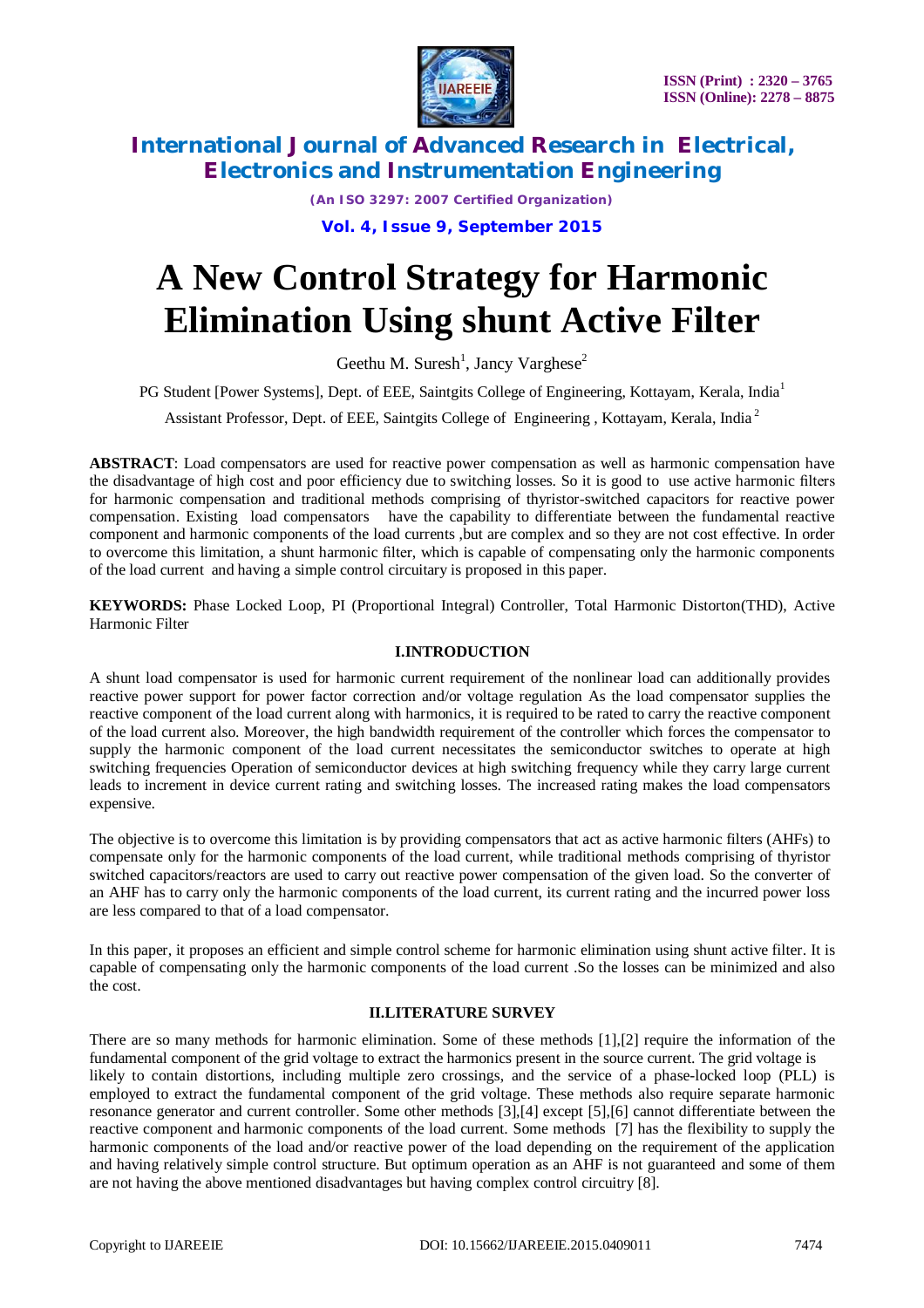# A New Control Strategy for Harmonic Elimination Using shunt Active Filter

Geethu M. Suresh[1], Jancy Varghese[2]

PG Student [Power Systems], Dept. of EEE, Saintgits College of Engineering, Kottayam, Kerala, India[1]

Assistant Professor, Dept. of EEE, Saintgits College of Engineering , Kottayam, Kerala, India[2]

**ABSTRACT**: Load compensators are used for reactive power compensation as well as harmonic compensation have the disadvantage of high cost and poor efficiency due to switching losses. So it is good to use active harmonic filters for harmonic compensation and traditional methods comprising of thyristor-switched capacitors for reactive power compensation. Existing load compensators have the capability to differentiate between the fundamental reactive component and harmonic components of the load currents ,but are complex and so they are not cost effective. In order to overcome this limitation, a shunt harmonic filter, which is capable of compensating only the harmonic components of the load current and having a simple control circuitary is proposed in this paper.

**KEYWORDS:** Phase Locked Loop, PI (Proportional Integral) Controller, Total Harmonic Distorton(THD), Active Harmonic Filter

## I.INTRODUCTION

A shunt load compensator is used for harmonic current requirement of the nonlinear load can additionally provides reactive power support for power factor correction and/or voltage regulation As the load compensator supplies the reactive component of the load current along with harmonics, it is required to be rated to carry the reactive component of the load current also. Moreover, the high bandwidth requirement of the controller which forces the compensator to supply the harmonic component of the load current necessitates the semiconductor switches to operate at high switching frequencies Operation of semiconductor devices at high switching frequency while they carry large current leads to increment in device current rating and switching losses. The increased rating makes the load compensators expensive.

The objective is to overcome this limitation is by providing compensators that act as active harmonic filters (AHFs) to compensate only for the harmonic components of the load current, while traditional methods comprising of thyristor switched capacitors/reactors are used to carry out reactive power compensation of the given load. So the converter of an AHF has to carry only the harmonic components of the load current, its current rating and the incurred power loss are less compared to that of a load compensator.

In this paper, it proposes an efficient and simple control scheme for harmonic elimination using shunt active filter. It is capable of compensating only the harmonic components of the load current .So the losses can be minimized and also the cost.

## II.LITERATURE SURVEY

There are so many methods for harmonic elimination. Some of these methods [1],[2] require the information of the fundamental component of the grid voltage to extract the harmonics present in the source current. The grid voltage is likely to contain distortions, including multiple zero crossings, and the service of a phase-locked loop (PLL) is employed to extract the fundamental component of the grid voltage. These methods also require separate harmonic resonance generator and current controller. Some other methods [3],[4] except [5],[6] cannot differentiate between the reactive component and harmonic components of the load current. Some methods [7] has the flexibility to supply the harmonic components of the load and/or reactive power of the load depending on the requirement of the application and having relatively simple control structure. But optimum operation as an AHF is not guaranteed and some of them are not having the above mentioned disadvantages but having complex control circuitry [8].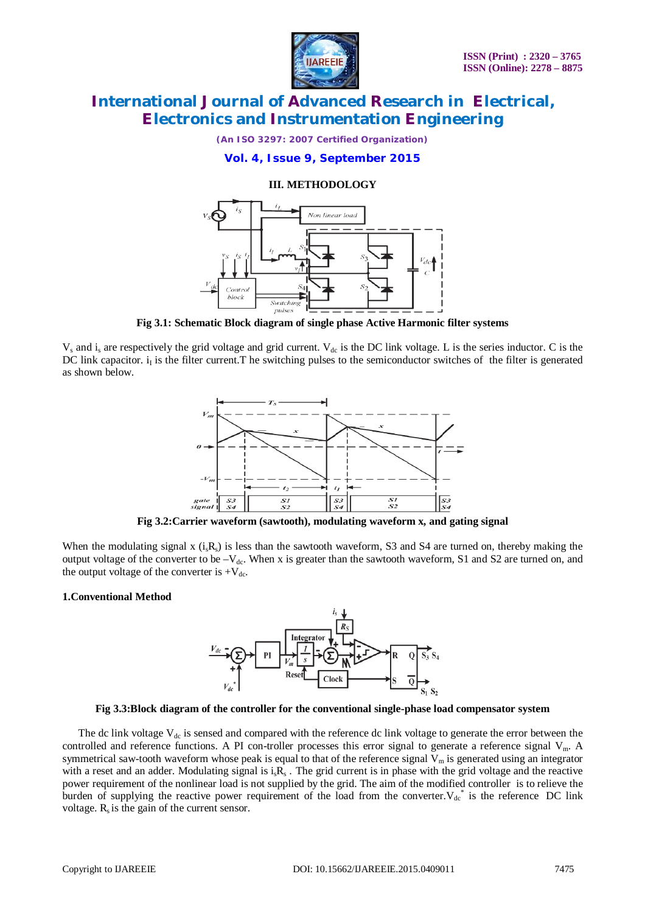## III. METHODOLOGY

Fig 3.1: Schematic Block diagram of single phase Active Harmonic filter systems

$V_s$ and $i_s$ are respectively the grid voltage and grid current. $V_{dc}$ is the DC link voltage. L is the series inductor. C is the DC link capacitor. $i_l$ is the filter current.T he switching pulses to the semiconductor switches of the filter is generated as shown below.

Fig 3.2:Carrier waveform (sawtooth), modulating waveform x, and gating signal

When the modulating signal x ($i_sR_s$) is less than the sawtooth waveform, S3 and S4 are turned on, thereby making the output voltage of the converter to be $-V_{dc}$. When x is greater than the sawtooth waveform, S1 and S2 are turned on, and the output voltage of the converter is $+V_{dc}$.

### 1.Conventional Method

Fig 3.3:Block diagram of the controller for the conventional single-phase load compensator system

The dc link voltage $V_{dc}$ is sensed and compared with the reference dc link voltage to generate the error between the controlled and reference functions. A PI con-troller processes this error signal to generate a reference signal $V_m$. A symmetrical saw-tooth waveform whose peak is equal to that of the reference signal $V_m$ is generated using an integrator with a reset and an adder. Modulating signal is $i_sR_s$ . The grid current is in phase with the grid voltage and the reactive power requirement of the nonlinear load is not supplied by the grid. The aim of the modified controller is to relieve the burden of supplying the reactive power requirement of the load from the converter.$V_{dc}^*$ is the reference DC link voltage. $R_s$ is the gain of the current sensor.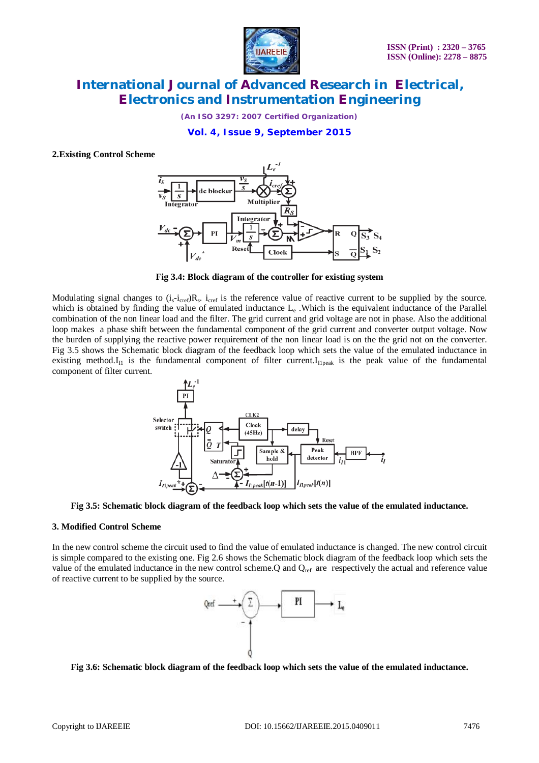### 2.Existing Control Scheme

Fig 3.4: Block diagram of the controller for existing system

Modulating signal changes to $(i_s\text{-}i_{cref})R_s$. $i_{cref}$ is the reference value of reactive current to be supplied by the source. which is obtained by finding the value of emulated inductance $L_e$ .Which is the equivalent inductance of the Parallel combination of the non linear load and the filter. The grid current and grid voltage are not in phase. Also the additional loop makes a phase shift between the fundamental component of the grid current and converter output voltage. Now the burden of supplying the reactive power requirement of the non linear load is on the the grid not on the converter. Fig 3.5 shows the Schematic block diagram of the feedback loop which sets the value of the emulated inductance in existing method.$I_{l1}$ is the fundamental component of filter current.$I_{l1peak}$ is the peak value of the fundamental component of filter current.

Fig 3.5: Schematic block diagram of the feedback loop which sets the value of the emulated inductance.

### 3. Modified Control Scheme

In the new control scheme the circuit used to find the value of emulated inductance is changed. The new control circuit is simple compared to the existing one. Fig 2.6 shows the Schematic block diagram of the feedback loop which sets the value of the emulated inductance in the new control scheme.Q and $Q_{ref}$ are respectively the actual and reference value of reactive current to be supplied by the source.

Fig 3.6: Schematic block diagram of the feedback loop which sets the value of the emulated inductance.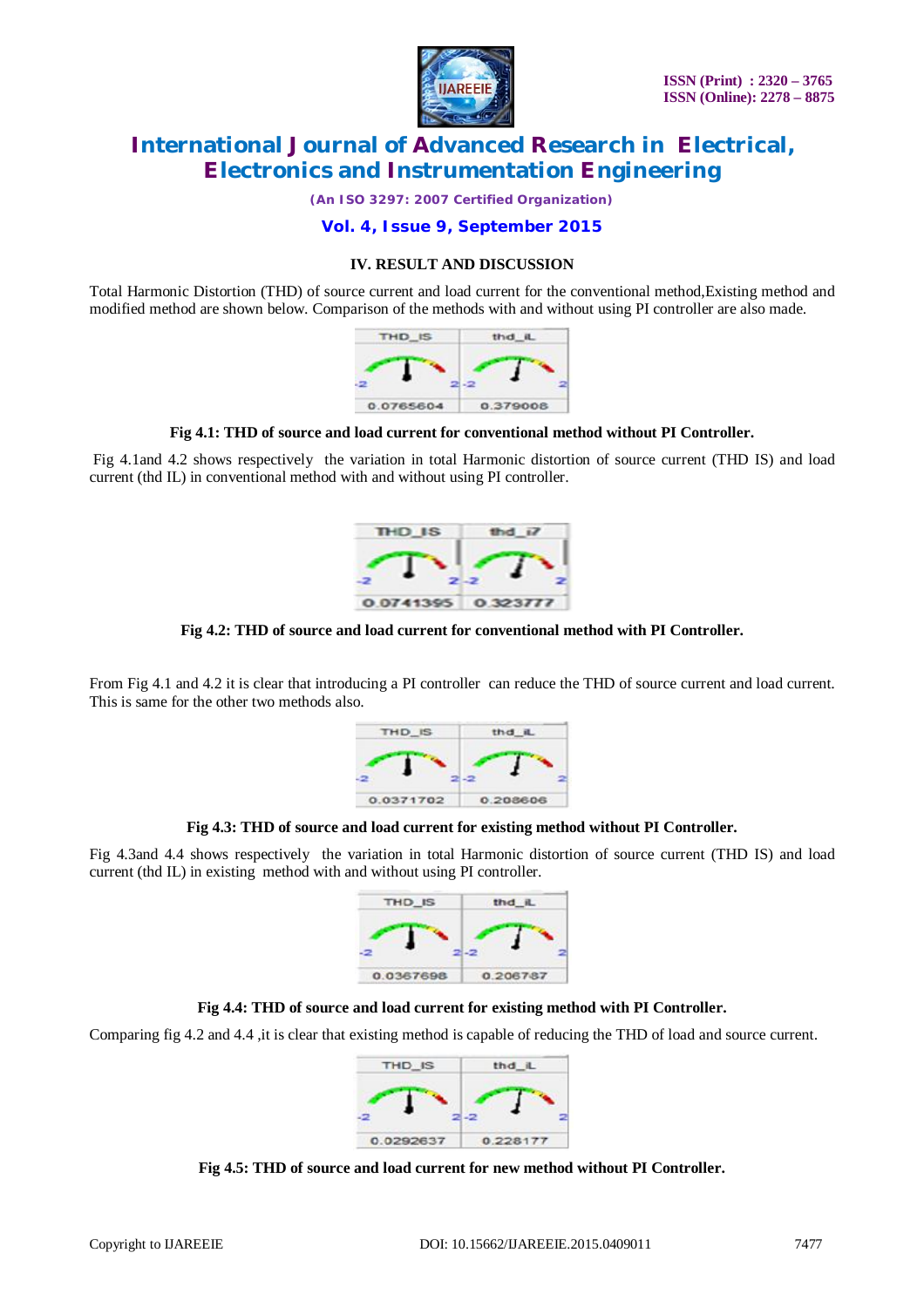## IV. RESULT AND DISCUSSION

Total Harmonic Distortion (THD) of source current and load current for the conventional method,Existing method and modified method are shown below. Comparison of the methods with and without using PI controller are also made.

| THD_IS | thd_iL |
| --- | --- |
| 0.0765604 | 0.379008 |

**Fig 4.1: THD of source and load current for conventional method without PI Controller.**

Fig 4.1and 4.2 shows respectively the variation in total Harmonic distortion of source current (THD IS) and load current (thd IL) in conventional method with and without using PI controller.

| THD_IS | thd_i7 |
| --- | --- |
| 0.0741395 | 0.323777 |

**Fig 4.2: THD of source and load current for conventional method with PI Controller.**

From Fig 4.1 and 4.2 it is clear that introducing a PI controller can reduce the THD of source current and load current. This is same for the other two methods also.

| THD_IS | thd_iL |
| --- | --- |
| 0.0371702 | 0.208606 |

**Fig 4.3: THD of source and load current for existing method without PI Controller.**

Fig 4.3and 4.4 shows respectively the variation in total Harmonic distortion of source current (THD IS) and load current (thd IL) in existing method with and without using PI controller.

| THD_IS | thd_iL |
| --- | --- |
| 0.0367698 | 0.206787 |

**Fig 4.4: THD of source and load current for existing method with PI Controller.**

Comparing fig 4.2 and 4.4 ,it is clear that existing method is capable of reducing the THD of load and source current.

| THD_IS | thd_iL |
| --- | --- |
| 0.0292637 | 0.228177 |

**Fig 4.5: THD of source and load current for new method without PI Controller.**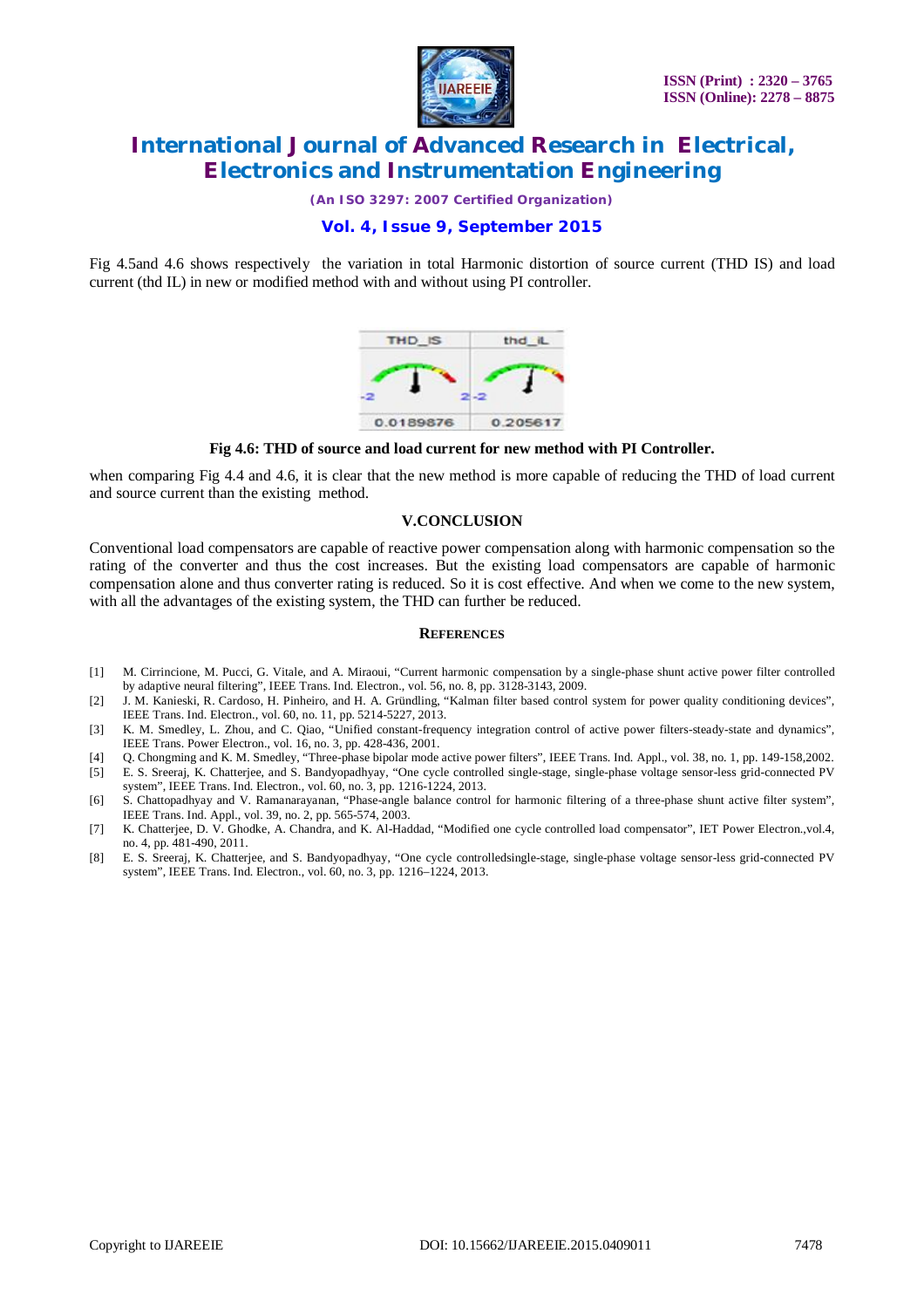Fig 4.5and 4.6 shows respectively the variation in total Harmonic distortion of source current (THD IS) and load current (thd IL) in new or modified method with and without using PI controller.

THD_IS
-2
2
0.0189876

thd_iL
-2
2
0.205617

**Fig 4.6: THD of source and load current for new method with PI Controller.**

when comparing Fig 4.4 and 4.6, it is clear that the new method is more capable of reducing the THD of load current and source current than the existing method.

## V.CONCLUSION

Conventional load compensators are capable of reactive power compensation along with harmonic compensation so the rating of the converter and thus the cost increases. But the existing load compensators are capable of harmonic compensation alone and thus converter rating is reduced. So it is cost effective. And when we come to the new system, with all the advantages of the existing system, the THD can further be reduced.

## REFERENCES

[1] M. Cirrincione, M. Pucci, G. Vitale, and A. Miraoui, "Current harmonic compensation by a single-phase shunt active power filter controlled by adaptive neural filtering", IEEE Trans. Ind. Electron., vol. 56, no. 8, pp. 3128-3143, 2009.

[2] J. M. Kanieski, R. Cardoso, H. Pinheiro, and H. A. Gründling, "Kalman filter based control system for power quality conditioning devices", IEEE Trans. Ind. Electron., vol. 60, no. 11, pp. 5214-5227, 2013.

[3] K. M. Smedley, L. Zhou, and C. Qiao, "Unified constant-frequency integration control of active power filters-steady-state and dynamics", IEEE Trans. Power Electron., vol. 16, no. 3, pp. 428-436, 2001.

[4] Q. Chongming and K. M. Smedley, "Three-phase bipolar mode active power filters", IEEE Trans. Ind. Appl., vol. 38, no. 1, pp. 149-158,2002.

[5] E. S. Sreeraj, K. Chatterjee, and S. Bandyopadhyay, "One cycle controlled single-stage, single-phase voltage sensor-less grid-connected PV system", IEEE Trans. Ind. Electron., vol. 60, no. 3, pp. 1216-1224, 2013.

[6] S. Chattopadhyay and V. Ramanarayanan, "Phase-angle balance control for harmonic filtering of a three-phase shunt active filter system", IEEE Trans. Ind. Appl., vol. 39, no. 2, pp. 565-574, 2003.

[7] K. Chatterjee, D. V. Ghodke, A. Chandra, and K. Al-Haddad, "Modified one cycle controlled load compensator", IET Power Electron.,vol.4, no. 4, pp. 481-490, 2011.

[8] E. S. Sreeraj, K. Chatterjee, and S. Bandyopadhyay, "One cycle controlledsingle-stage, single-phase voltage sensor-less grid-connected PV system", IEEE Trans. Ind. Electron., vol. 60, no. 3, pp. 1216–1224, 2013.